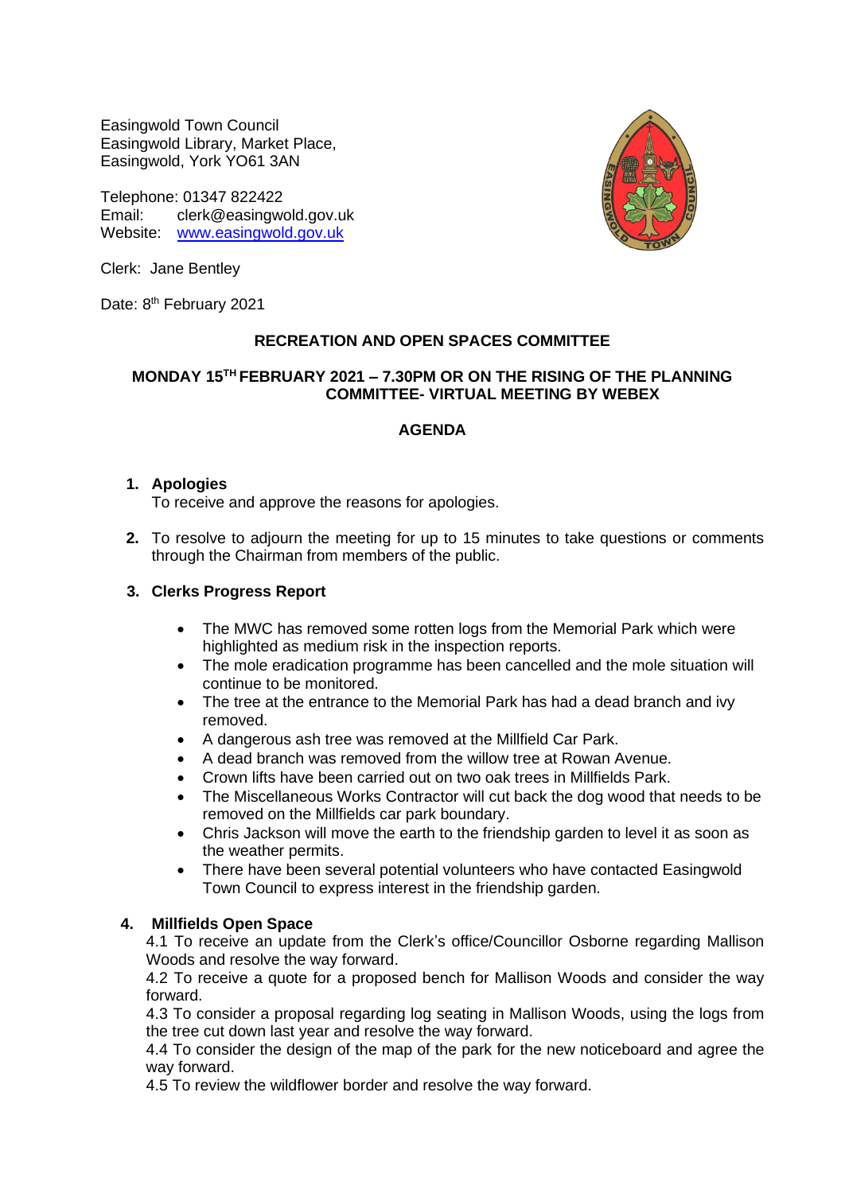Easingwold Town Council
Easingwold Library, Market Place,
Easingwold, York YO61 3AN

Telephone: 01347 822422
Email: clerk@easingwold.gov.uk
Website: www.easingwold.gov.uk

Clerk: Jane Bentley

Date: 8th February 2021

## RECREATION AND OPEN SPACES COMMITTEE

### MONDAY 15TH FEBRUARY 2021 – 7.30PM OR ON THE RISING OF THE PLANNING COMMITTEE- VIRTUAL MEETING BY WEBEX

### AGENDA

1. **Apologies**
   To receive and approve the reasons for apologies.

2. To resolve to adjourn the meeting for up to 15 minutes to take questions or comments through the Chairman from members of the public.

3. **Clerks Progress Report**

   - The MWC has removed some rotten logs from the Memorial Park which were highlighted as medium risk in the inspection reports.
   - The mole eradication programme has been cancelled and the mole situation will continue to be monitored.
   - The tree at the entrance to the Memorial Park has had a dead branch and ivy removed.
   - A dangerous ash tree was removed at the Millfield Car Park.
   - A dead branch was removed from the willow tree at Rowan Avenue.
   - Crown lifts have been carried out on two oak trees in Millfields Park.
   - The Miscellaneous Works Contractor will cut back the dog wood that needs to be removed on the Millfields car park boundary.
   - Chris Jackson will move the earth to the friendship garden to level it as soon as the weather permits.
   - There have been several potential volunteers who have contacted Easingwold Town Council to express interest in the friendship garden.

4. **Millfields Open Space**
   4.1 To receive an update from the Clerk's office/Councillor Osborne regarding Mallison Woods and resolve the way forward.
   4.2 To receive a quote for a proposed bench for Mallison Woods and consider the way forward.
   4.3 To consider a proposal regarding log seating in Mallison Woods, using the logs from the tree cut down last year and resolve the way forward.
   4.4 To consider the design of the map of the park for the new noticeboard and agree the way forward.
   4.5 To review the wildflower border and resolve the way forward.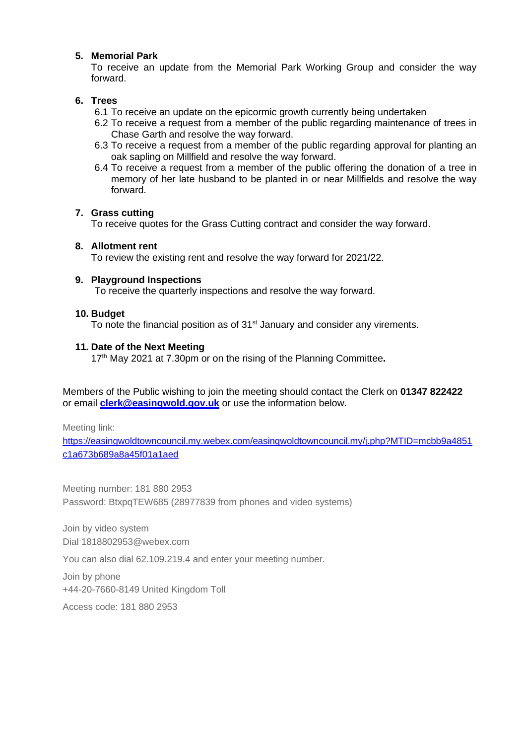5. **Memorial Park**
   To receive an update from the Memorial Park Working Group and consider the way forward.

6. **Trees**
   6.1 To receive an update on the epicormic growth currently being undertaken
   6.2 To receive a request from a member of the public regarding maintenance of trees in Chase Garth and resolve the way forward.
   6.3 To receive a request from a member of the public regarding approval for planting an oak sapling on Millfield and resolve the way forward.
   6.4 To receive a request from a member of the public offering the donation of a tree in memory of her late husband to be planted in or near Millfields and resolve the way forward.

7. **Grass cutting**
   To receive quotes for the Grass Cutting contract and consider the way forward.

8. **Allotment rent**
   To review the existing rent and resolve the way forward for 2021/22.

9. **Playground Inspections**
   To receive the quarterly inspections and resolve the way forward.

10. **Budget**
    To note the financial position as of 31st January and consider any virements.

11. **Date of the Next Meeting**
    17th May 2021 at 7.30pm or on the rising of the Planning Committee**.**

Members of the Public wishing to join the meeting should contact the Clerk on **01347 822422** or email **clerk@easingwold.gov.uk** or use the information below.

Meeting link:
https://easingwoldtowncouncil.my.webex.com/easingwoldtowncouncil.my/j.php?MTID=mcbb9a4851c1a673b689a8a45f01a1aed

Meeting number: 181 880 2953
Password: BtxpqTEW685 (28977839 from phones and video systems)

Join by video system
Dial 1818802953@webex.com

You can also dial 62.109.219.4 and enter your meeting number.

Join by phone
+44-20-7660-8149 United Kingdom Toll

Access code: 181 880 2953